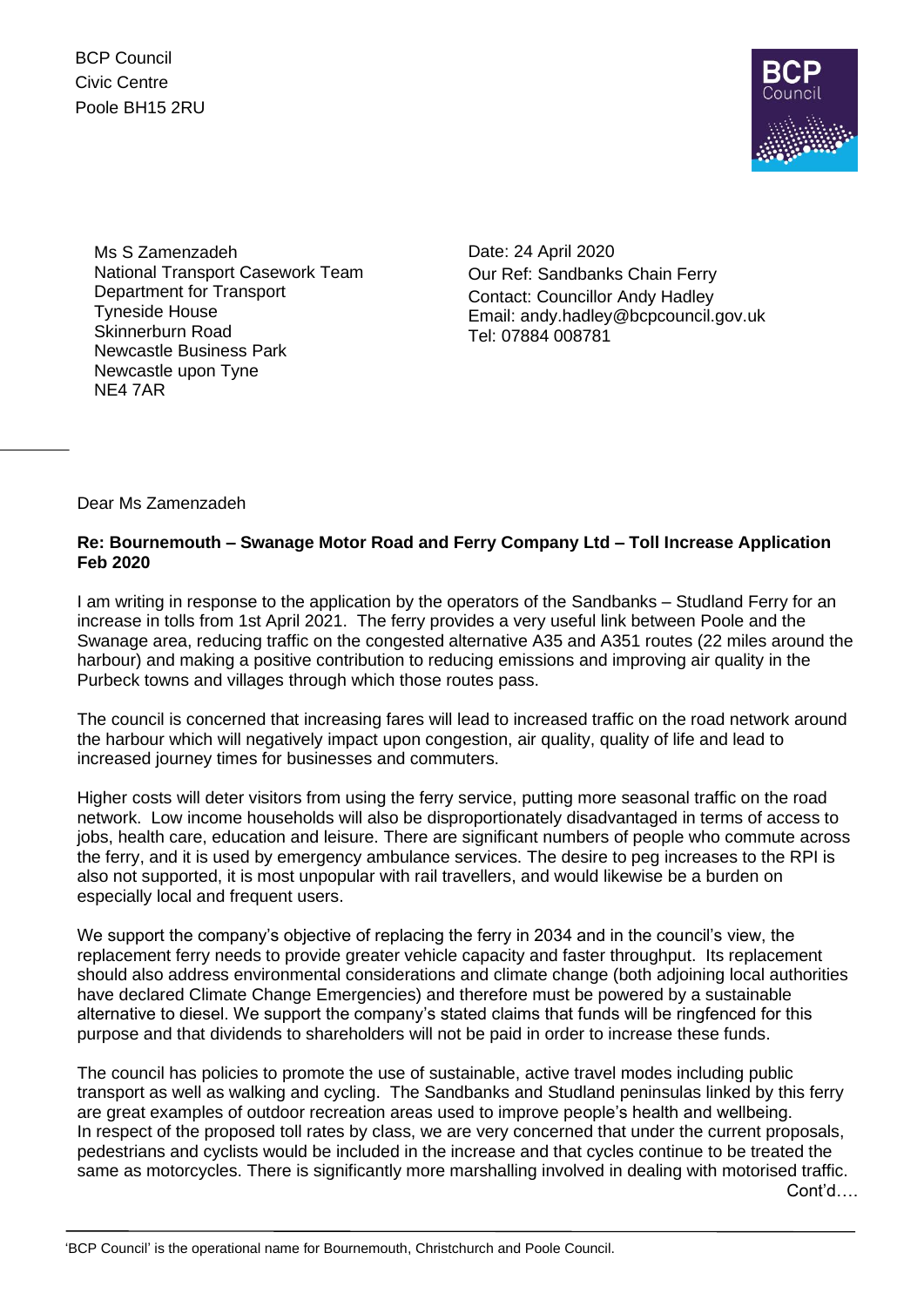BCP Council
Civic Centre
Poole BH15 2RU

Ms S Zamenzadeh
National Transport Casework Team
Department for Transport
Tyneside House
Skinnerburn Road
Newcastle Business Park
Newcastle upon Tyne
NE4 7AR

Date: 24 April 2020
Our Ref: Sandbanks Chain Ferry
Contact: Councillor Andy Hadley
Email: andy.hadley@bcpcouncil.gov.uk
Tel: 07884 008781

Dear Ms Zamenzadeh

**Re: Bournemouth – Swanage Motor Road and Ferry Company Ltd – Toll Increase Application Feb 2020**

I am writing in response to the application by the operators of the Sandbanks – Studland Ferry for an increase in tolls from 1st April 2021. The ferry provides a very useful link between Poole and the Swanage area, reducing traffic on the congested alternative A35 and A351 routes (22 miles around the harbour) and making a positive contribution to reducing emissions and improving air quality in the Purbeck towns and villages through which those routes pass.

The council is concerned that increasing fares will lead to increased traffic on the road network around the harbour which will negatively impact upon congestion, air quality, quality of life and lead to increased journey times for businesses and commuters.

Higher costs will deter visitors from using the ferry service, putting more seasonal traffic on the road network. Low income households will also be disproportionately disadvantaged in terms of access to jobs, health care, education and leisure. There are significant numbers of people who commute across the ferry, and it is used by emergency ambulance services. The desire to peg increases to the RPI is also not supported, it is most unpopular with rail travellers, and would likewise be a burden on especially local and frequent users.

We support the company's objective of replacing the ferry in 2034 and in the council's view, the replacement ferry needs to provide greater vehicle capacity and faster throughput. Its replacement should also address environmental considerations and climate change (both adjoining local authorities have declared Climate Change Emergencies) and therefore must be powered by a sustainable alternative to diesel. We support the company's stated claims that funds will be ringfenced for this purpose and that dividends to shareholders will not be paid in order to increase these funds.

The council has policies to promote the use of sustainable, active travel modes including public transport as well as walking and cycling. The Sandbanks and Studland peninsulas linked by this ferry are great examples of outdoor recreation areas used to improve people's health and wellbeing.
In respect of the proposed toll rates by class, we are very concerned that under the current proposals, pedestrians and cyclists would be included in the increase and that cycles continue to be treated the same as motorcycles. There is significantly more marshalling involved in dealing with motorised traffic.

Cont'd….

'BCP Council' is the operational name for Bournemouth, Christchurch and Poole Council.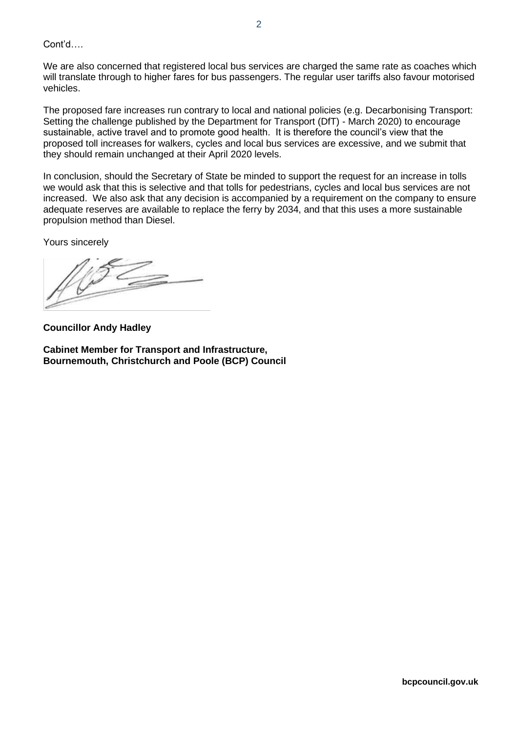Cont'd….

We are also concerned that registered local bus services are charged the same rate as coaches which will translate through to higher fares for bus passengers. The regular user tariffs also favour motorised vehicles.

The proposed fare increases run contrary to local and national policies (e.g. Decarbonising Transport: Setting the challenge published by the Department for Transport (DfT) - March 2020) to encourage sustainable, active travel and to promote good health. It is therefore the council's view that the proposed toll increases for walkers, cycles and local bus services are excessive, and we submit that they should remain unchanged at their April 2020 levels.

In conclusion, should the Secretary of State be minded to support the request for an increase in tolls we would ask that this is selective and that tolls for pedestrians, cycles and local bus services are not increased. We also ask that any decision is accompanied by a requirement on the company to ensure adequate reserves are available to replace the ferry by 2034, and that this uses a more sustainable propulsion method than Diesel.

Yours sincerely

**Councillor Andy Hadley**

**Cabinet Member for Transport and Infrastructure,**
**Bournemouth, Christchurch and Poole (BCP) Council**

**bcpcouncil.gov.uk**